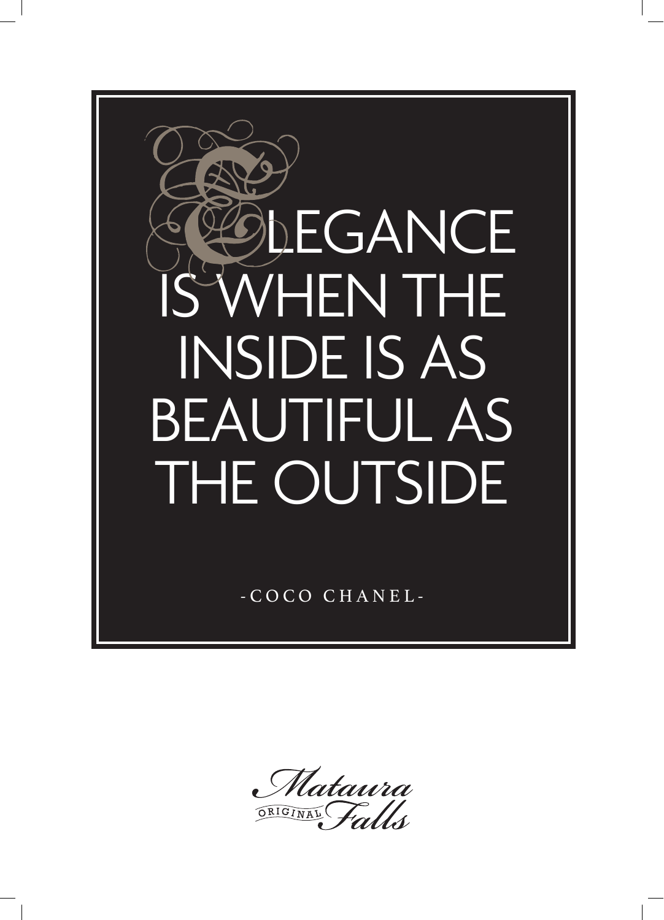# ELEGANCE IS WHEN THE INSIDE IS AS BEAUTIFUL AS THE OUTSIDE

-COCO CHANEL-

Mataura
ORIGINAL Falls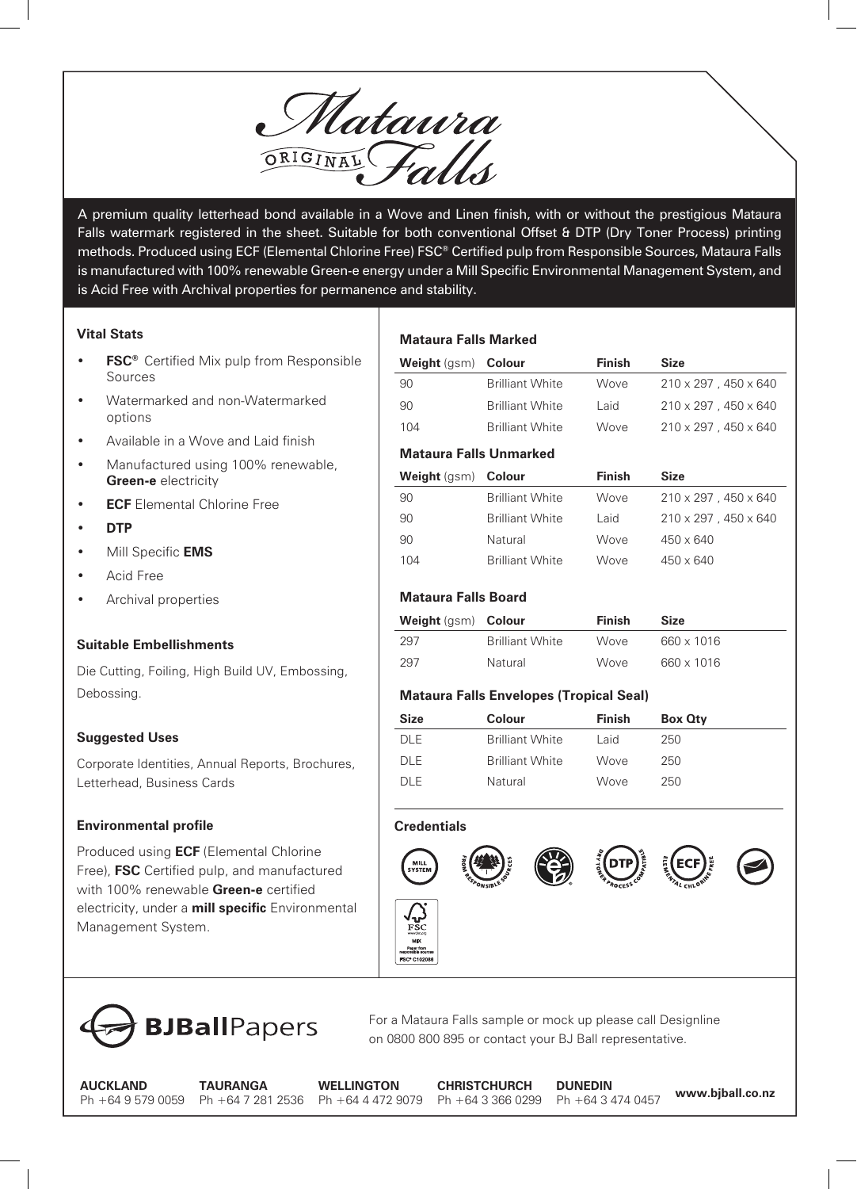# Mataura ORIGINAL Falls

A premium quality letterhead bond available in a Wove and Linen finish, with or without the prestigious Mataura Falls watermark registered in the sheet. Suitable for both conventional Offset & DTP (Dry Toner Process) printing methods. Produced using ECF (Elemental Chlorine Free) FSC® Certified pulp from Responsible Sources, Mataura Falls is manufactured with 100% renewable Green-e energy under a Mill Specific Environmental Management System, and is Acid Free with Archival properties for permanence and stability.

### Vital Stats

- **FSC®** Certified Mix pulp from Responsible Sources
- Watermarked and non-Watermarked options
- Available in a Wove and Laid finish
- Manufactured using 100% renewable, **Green-e** electricity
- **ECF** Elemental Chlorine Free
- **DTP**
- Mill Specific **EMS**
- Acid Free
- Archival properties

### Suitable Embellishments

Die Cutting, Foiling, High Build UV, Embossing, Debossing.

### Suggested Uses

Corporate Identities, Annual Reports, Brochures, Letterhead, Business Cards

### Environmental profile

Produced using **ECF** (Elemental Chlorine Free), **FSC** Certified pulp, and manufactured with 100% renewable **Green-e** certified electricity, under a **mill specific** Environmental Management System.

### Mataura Falls Marked

| **Weight** (gsm) | **Colour** | **Finish** | **Size** |
|---|---|---|---|
| 90 | Brilliant White | Wove | 210 x 297 , 450 x 640 |
| 90 | Brilliant White | Laid | 210 x 297 , 450 x 640 |
| 104 | Brilliant White | Wove | 210 x 297 , 450 x 640 |

### Mataura Falls Unmarked

| **Weight** (gsm) | **Colour** | **Finish** | **Size** |
|---|---|---|---|
| 90 | Brilliant White | Wove | 210 x 297 , 450 x 640 |
| 90 | Brilliant White | Laid | 210 x 297 , 450 x 640 |
| 90 | Natural | Wove | 450 x 640 |
| 104 | Brilliant White | Wove | 450 x 640 |

### Mataura Falls Board

| **Weight** (gsm) | **Colour** | **Finish** | **Size** |
|---|---|---|---|
| 297 | Brilliant White | Wove | 660 x 1016 |
| 297 | Natural | Wove | 660 x 1016 |

### Mataura Falls Envelopes (Tropical Seal)

| **Size** | **Colour** | **Finish** | **Box Qty** |
|---|---|---|---|
| DLE | Brilliant White | Laid | 250 |
| DLE | Brilliant White | Wove | 250 |
| DLE | Natural | Wove | 250 |

### Credentials

MILL SYSTEM · FROM RESPONSIBLE SOURCES · DRY TONER PROCESS COMPATIBLE (DTP) · ELEMENTAL CHLORINE FREE (ECF) · FSC MIX Paper from responsible sources FSC® C102086

**BJBallPapers**

For a Mataura Falls sample or mock up please call Designline on 0800 800 895 or contact your BJ Ball representative.

**AUCKLAND** Ph +64 9 579 0059
**TAURANGA** Ph +64 7 281 2536
**WELLINGTON** Ph +64 4 472 9079
**CHRISTCHURCH** Ph +64 3 366 0299
**DUNEDIN** Ph +64 3 474 0457
**www.bjball.co.nz**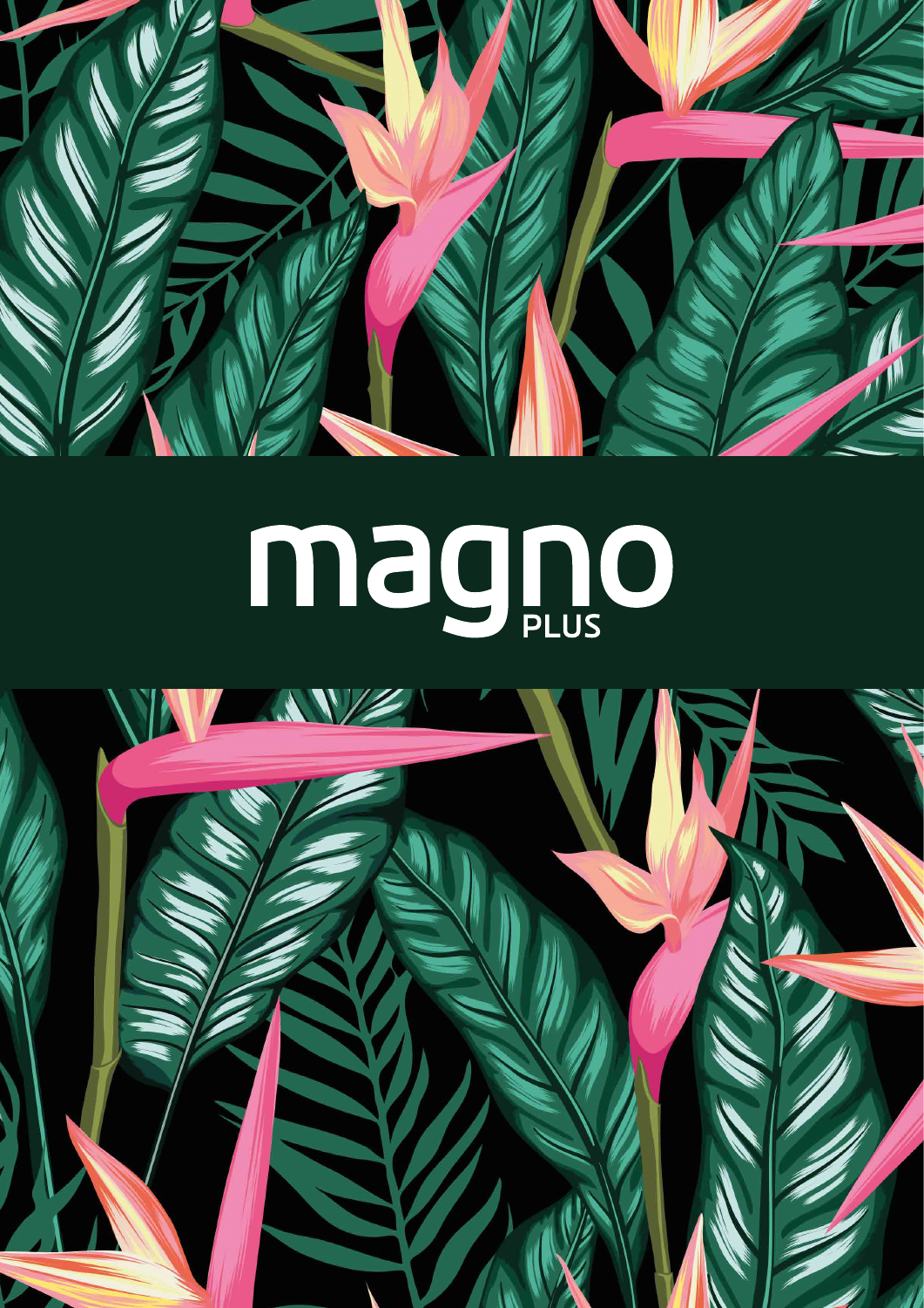# magno PLUS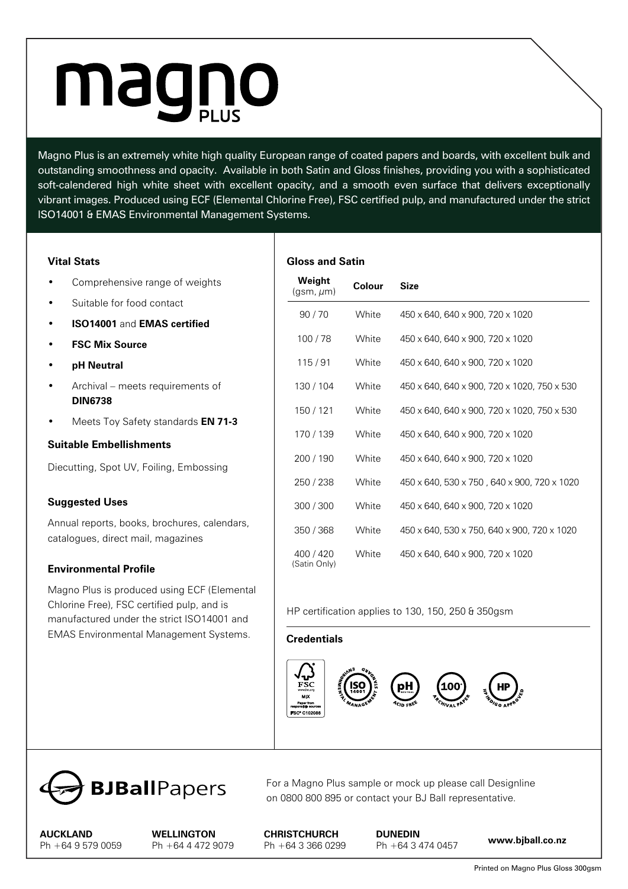# magno PLUS

Magno Plus is an extremely white high quality European range of coated papers and boards, with excellent bulk and outstanding smoothness and opacity. Available in both Satin and Gloss finishes, providing you with a sophisticated soft-calendered high white sheet with excellent opacity, and a smooth even surface that delivers exceptionally vibrant images. Produced using ECF (Elemental Chlorine Free), FSC certified pulp, and manufactured under the strict ISO14001 & EMAS Environmental Management Systems.

### Vital Stats

- Comprehensive range of weights
- Suitable for food contact
- **ISO14001** and **EMAS certified**
- **FSC Mix Source**
- **pH Neutral**
- Archival – meets requirements of **DIN6738**
- Meets Toy Safety standards **EN 71-3**

### Suitable Embellishments

Diecutting, Spot UV, Foiling, Embossing

### Suggested Uses

Annual reports, books, brochures, calendars, catalogues, direct mail, magazines

### Environmental Profile

Magno Plus is produced using ECF (Elemental Chlorine Free), FSC certified pulp, and is manufactured under the strict ISO14001 and EMAS Environmental Management Systems.

### Gloss and Satin

| Weight (gsm, μm) | Colour | Size |
|---|---|---|
| 90 / 70 | White | 450 x 640, 640 x 900, 720 x 1020 |
| 100 / 78 | White | 450 x 640, 640 x 900, 720 x 1020 |
| 115 / 91 | White | 450 x 640, 640 x 900, 720 x 1020 |
| 130 / 104 | White | 450 x 640, 640 x 900, 720 x 1020, 750 x 530 |
| 150 / 121 | White | 450 x 640, 640 x 900, 720 x 1020, 750 x 530 |
| 170 / 139 | White | 450 x 640, 640 x 900, 720 x 1020 |
| 200 / 190 | White | 450 x 640, 640 x 900, 720 x 1020 |
| 250 / 238 | White | 450 x 640, 530 x 750 , 640 x 900, 720 x 1020 |
| 300 / 300 | White | 450 x 640, 640 x 900, 720 x 1020 |
| 350 / 368 | White | 450 x 640, 530 x 750, 640 x 900, 720 x 1020 |
| 400 / 420 (Satin Only) | White | 450 x 640, 640 x 900, 720 x 1020 |

HP certification applies to 130, 150, 250 & 350gsm

### Credentials

FSC MIX Paper from responsible sources FSC® C102086 · ISO 14001 Environmental Management Standard · pH Neutral Acid Free · 100+ Archival Paper · HP Indigo Approved

**BJBallPapers**

For a Magno Plus sample or mock up please call Designline on 0800 800 895 or contact your BJ Ball representative.

**AUCKLAND**
Ph +64 9 579 0059

**WELLINGTON**
Ph +64 4 472 9079

**CHRISTCHURCH**
Ph +64 3 366 0299

**DUNEDIN**
Ph +64 3 474 0457

**www.bjball.co.nz**

Printed on Magno Plus Gloss 300gsm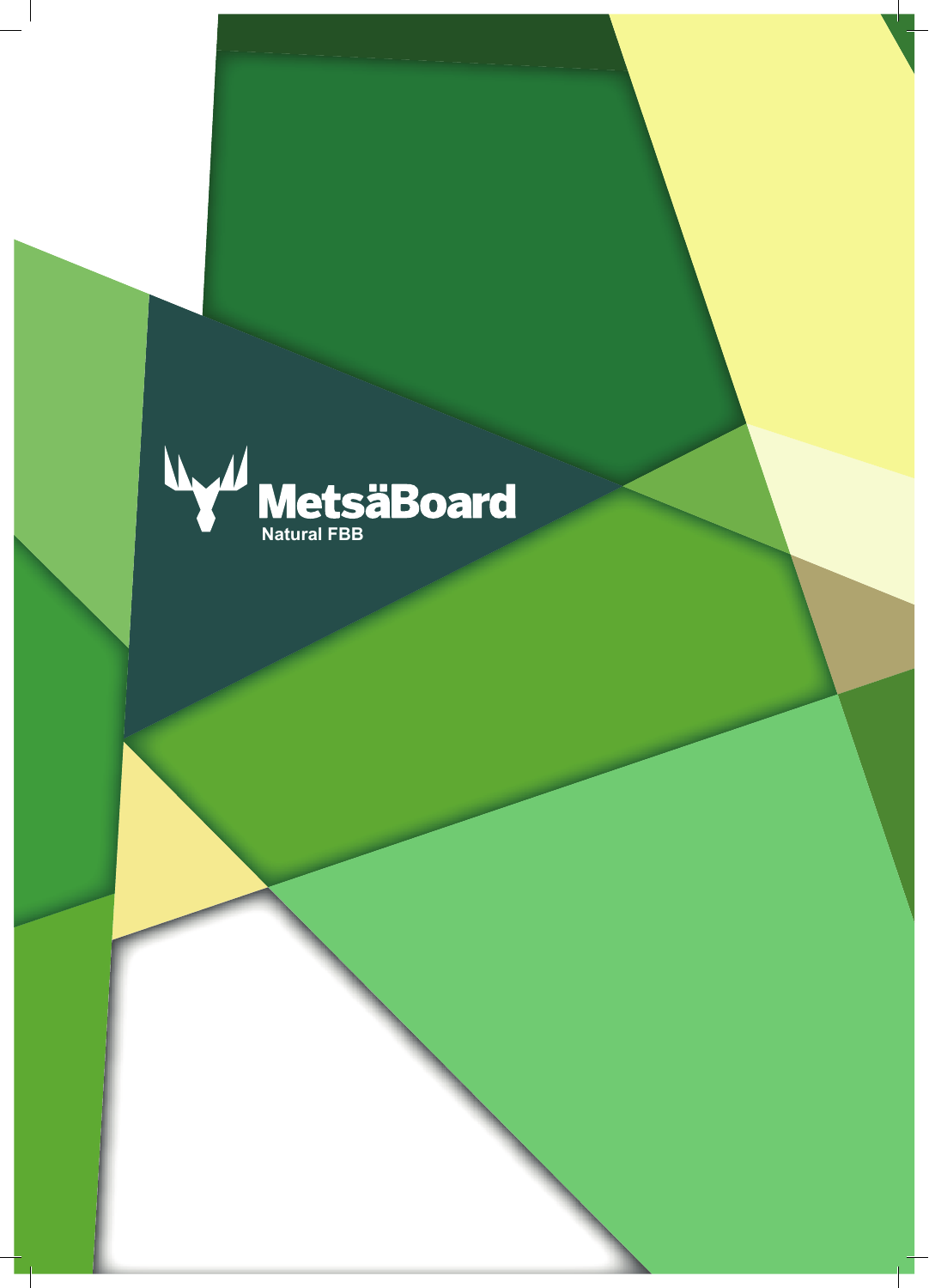MetsäBoard

Natural FBB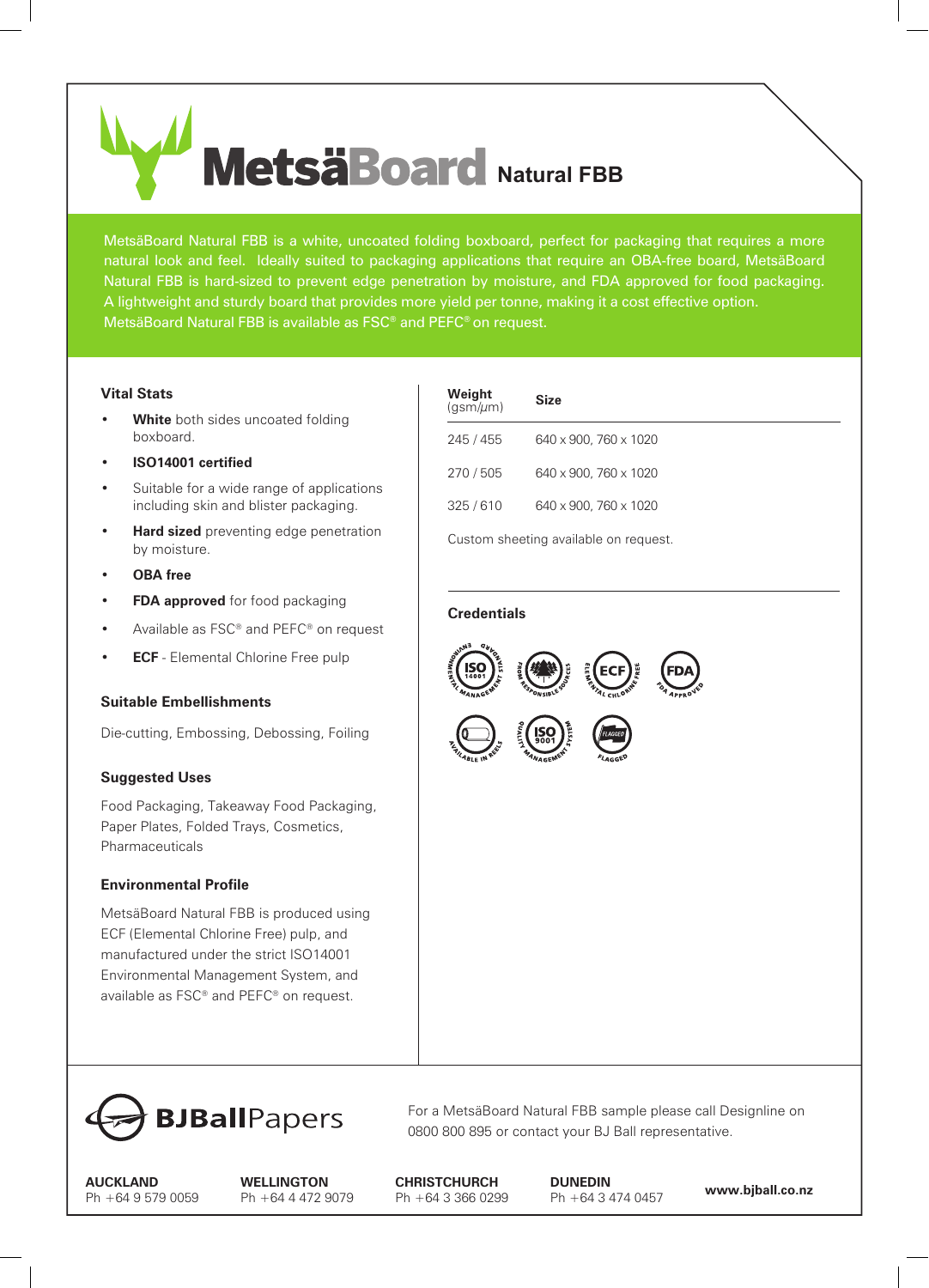# MetsäBoard Natural FBB

MetsäBoard Natural FBB is a white, uncoated folding boxboard, perfect for packaging that requires a more natural look and feel. Ideally suited to packaging applications that require an OBA-free board, MetsäBoard Natural FBB is hard-sized to prevent edge penetration by moisture, and FDA approved for food packaging. A lightweight and sturdy board that provides more yield per tonne, making it a cost effective option. MetsäBoard Natural FBB is available as FSC® and PEFC® on request.

### Vital Stats

- **White** both sides uncoated folding boxboard.
- **ISO14001 certified**
- Suitable for a wide range of applications including skin and blister packaging.
- **Hard sized** preventing edge penetration by moisture.
- **OBA free**
- **FDA approved** for food packaging
- Available as FSC® and PEFC® on request
- **ECF** - Elemental Chlorine Free pulp

### Suitable Embellishments

Die-cutting, Embossing, Debossing, Foiling

### Suggested Uses

Food Packaging, Takeaway Food Packaging, Paper Plates, Folded Trays, Cosmetics, Pharmaceuticals

### Environmental Profile

MetsäBoard Natural FBB is produced using ECF (Elemental Chlorine Free) pulp, and manufactured under the strict ISO14001 Environmental Management System, and available as FSC® and PEFC® on request.

| Weight (gsm/µm) | Size |
|---|---|
| 245 / 455 | 640 x 900, 760 x 1020 |
| 270 / 505 | 640 x 900, 760 x 1020 |
| 325 / 610 | 640 x 900, 760 x 1020 |

Custom sheeting available on request.

### Credentials

ISO 14001 Environmental Management Standard, From Responsible Sources, ECF Elemental Chlorine Free, FDA Approved, Available in Reels, ISO 9001 Quality Management System, Flagged

**BJBallPapers**

For a MetsäBoard Natural FBB sample please call Designline on 0800 800 895 or contact your BJ Ball representative.

**AUCKLAND**
Ph +64 9 579 0059

**WELLINGTON**
Ph +64 4 472 9079

**CHRISTCHURCH**
Ph +64 3 366 0299

**DUNEDIN**
Ph +64 3 474 0457

**www.bjball.co.nz**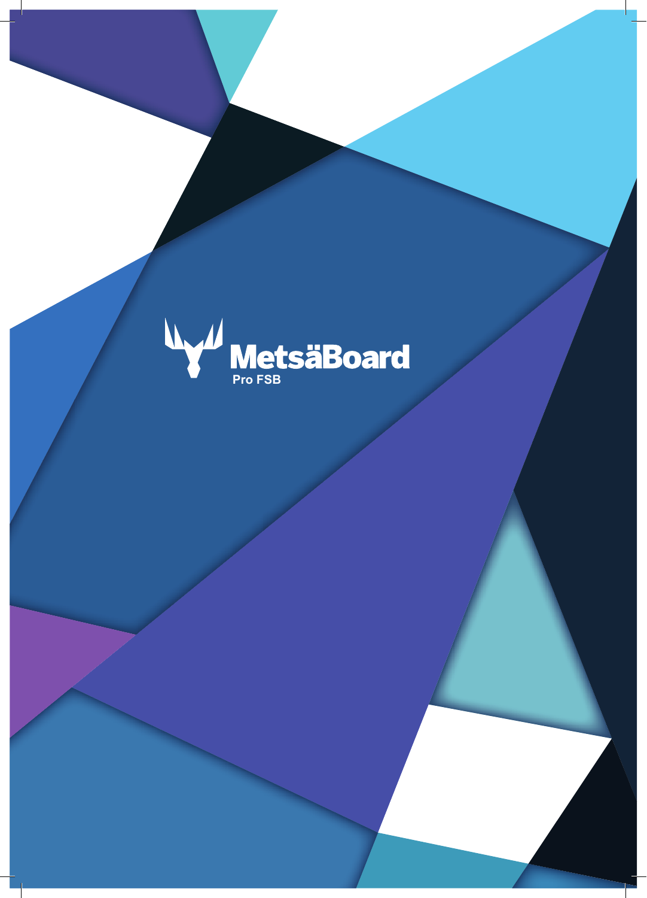MetsäBoard

Pro FSB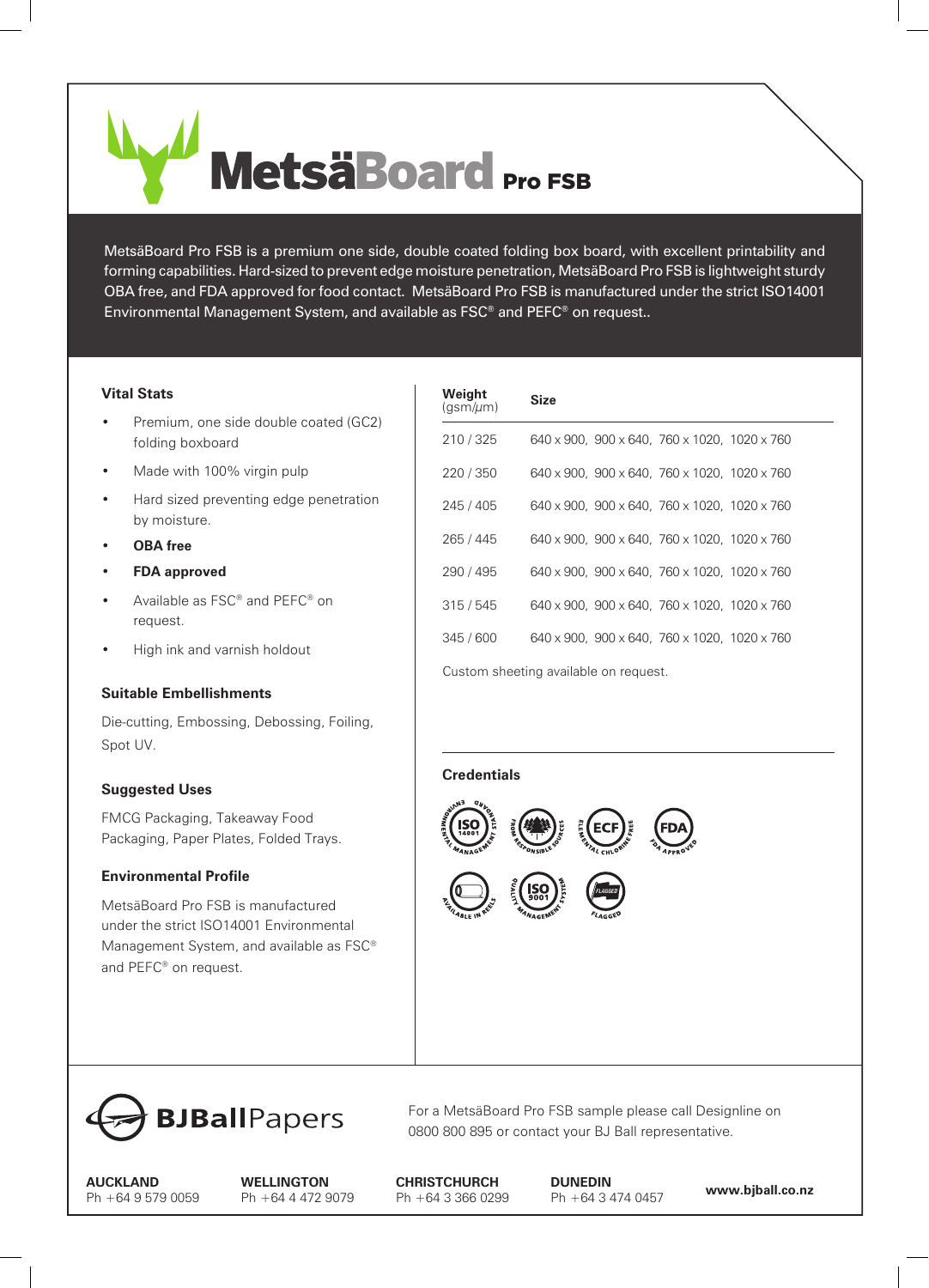# MetsäBoard Pro FSB

MetsäBoard Pro FSB is a premium one side, double coated folding box board, with excellent printability and forming capabilities. Hard-sized to prevent edge moisture penetration, MetsäBoard Pro FSB is lightweight sturdy OBA free, and FDA approved for food contact. MetsäBoard Pro FSB is manufactured under the strict ISO14001 Environmental Management System, and available as FSC® and PEFC® on request..

### Vital Stats

- Premium, one side double coated (GC2) folding boxboard
- Made with 100% virgin pulp
- Hard sized preventing edge penetration by moisture.
- **OBA free**
- **FDA approved**
- Available as FSC® and PEFC® on request.
- High ink and varnish holdout

### Suitable Embellishments

Die-cutting, Embossing, Debossing, Foiling, Spot UV.

### Suggested Uses

FMCG Packaging, Takeaway Food Packaging, Paper Plates, Folded Trays.

### Environmental Profile

MetsäBoard Pro FSB is manufactured under the strict ISO14001 Environmental Management System, and available as FSC® and PEFC® on request.

| Weight (gsm/µm) | Size |
| --- | --- |
| 210 / 325 | 640 x 900, 900 x 640, 760 x 1020, 1020 x 760 |
| 220 / 350 | 640 x 900, 900 x 640, 760 x 1020, 1020 x 760 |
| 245 / 405 | 640 x 900, 900 x 640, 760 x 1020, 1020 x 760 |
| 265 / 445 | 640 x 900, 900 x 640, 760 x 1020, 1020 x 760 |
| 290 / 495 | 640 x 900, 900 x 640, 760 x 1020, 1020 x 760 |
| 315 / 545 | 640 x 900, 900 x 640, 760 x 1020, 1020 x 760 |
| 345 / 600 | 640 x 900, 900 x 640, 760 x 1020, 1020 x 760 |

Custom sheeting available on request.

### Credentials

ISO 14001 Environmental Management Standard · From Responsible Sources · ECF Elemental Chlorine Free · FDA Approved · Available in Reels · ISO 9001 Quality Management System · Flagged

**BJBallPapers**

For a MetsäBoard Pro FSB sample please call Designline on 0800 800 895 or contact your BJ Ball representative.

**AUCKLAND**
Ph +64 9 579 0059

**WELLINGTON**
Ph +64 4 472 9079

**CHRISTCHURCH**
Ph +64 3 366 0299

**DUNEDIN**
Ph +64 3 474 0457

**www.bjball.co.nz**